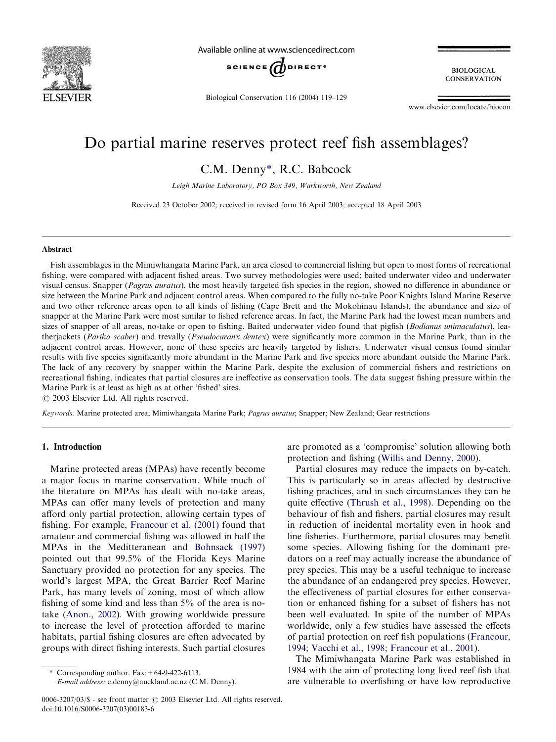# Do partial marine reserves protect reef fish assemblages?

C.M. Denny*, R.C. Babcock

*Leigh Marine Laboratory, PO Box 349, Warkworth, New Zealand*

Received 23 October 2002; received in revised form 16 April 2003; accepted 18 April 2003

## Abstract

Fish assemblages in the Mimiwhangata Marine Park, an area closed to commercial fishing but open to most forms of recreational fishing, were compared with adjacent fished areas. Two survey methodologies were used; baited underwater video and underwater visual census. Snapper (*Pagrus auratus*), the most heavily targeted fish species in the region, showed no difference in abundance or size between the Marine Park and adjacent control areas. When compared to the fully no-take Poor Knights Island Marine Reserve and two other reference areas open to all kinds of fishing (Cape Brett and the Mokohinau Islands), the abundance and size of snapper at the Marine Park were most similar to fished reference areas. In fact, the Marine Park had the lowest mean numbers and sizes of snapper of all areas, no-take or open to fishing. Baited underwater video found that pigfish (*Bodianus unimaculatus*), leatherjackets (*Parika scaber*) and trevally (*Pseudocaranx dentex*) were significantly more common in the Marine Park, than in the adjacent control areas. However, none of these species are heavily targeted by fishers. Underwater visual census found similar results with five species significantly more abundant in the Marine Park and five species more abundant outside the Marine Park. The lack of any recovery by snapper within the Marine Park, despite the exclusion of commercial fishers and restrictions on recreational fishing, indicates that partial closures are ineffective as conservation tools. The data suggest fishing pressure within the Marine Park is at least as high as at other 'fished' sites.

© 2003 Elsevier Ltd. All rights reserved.

*Keywords:* Marine protected area; Mimiwhangata Marine Park; *Pagrus auratus*; Snapper; New Zealand; Gear restrictions

## 1. Introduction

Marine protected areas (MPAs) have recently become a major focus in marine conservation. While much of the literature on MPAs has dealt with no-take areas, MPAs can offer many levels of protection and many afford only partial protection, allowing certain types of fishing. For example, Francour et al. (2001) found that amateur and commercial fishing was allowed in half the MPAs in the Meditteranean and Bohnsack (1997) pointed out that 99.5% of the Florida Keys Marine Sanctuary provided no protection for any species. The world's largest MPA, the Great Barrier Reef Marine Park, has many levels of zoning, most of which allow fishing of some kind and less than 5% of the area is no-take (Anon., 2002). With growing worldwide pressure to increase the level of protection afforded to marine habitats, partial fishing closures are often advocated by groups with direct fishing interests. Such partial closures are promoted as a 'compromise' solution allowing both protection and fishing (Willis and Denny, 2000).

Partial closures may reduce the impacts on by-catch. This is particularly so in areas affected by destructive fishing practices, and in such circumstances they can be quite effective (Thrush et al., 1998). Depending on the behaviour of fish and fishers, partial closures may result in reduction of incidental mortality even in hook and line fisheries. Furthermore, partial closures may benefit some species. Allowing fishing for the dominant predators on a reef may actually increase the abundance of prey species. This may be a useful technique to increase the abundance of an endangered prey species. However, the effectiveness of partial closures for either conservation or enhanced fishing for a subset of fishers has not been well evaluated. In spite of the number of MPAs worldwide, only a few studies have assessed the effects of partial protection on reef fish populations (Francour, 1994; Vacchi et al., 1998; Francour et al., 2001).

The Mimiwhangata Marine Park was established in 1984 with the aim of protecting long lived reef fish that are vulnerable to overfishing or have low reproductive

\* Corresponding author. Fax: +64-9-422-6113.
*E-mail address:* c.denny@auckland.ac.nz (C.M. Denny).

0006-3207/03/$ - see front matter © 2003 Elsevier Ltd. All rights reserved.
doi:10.1016/S0006-3207(03)00183-6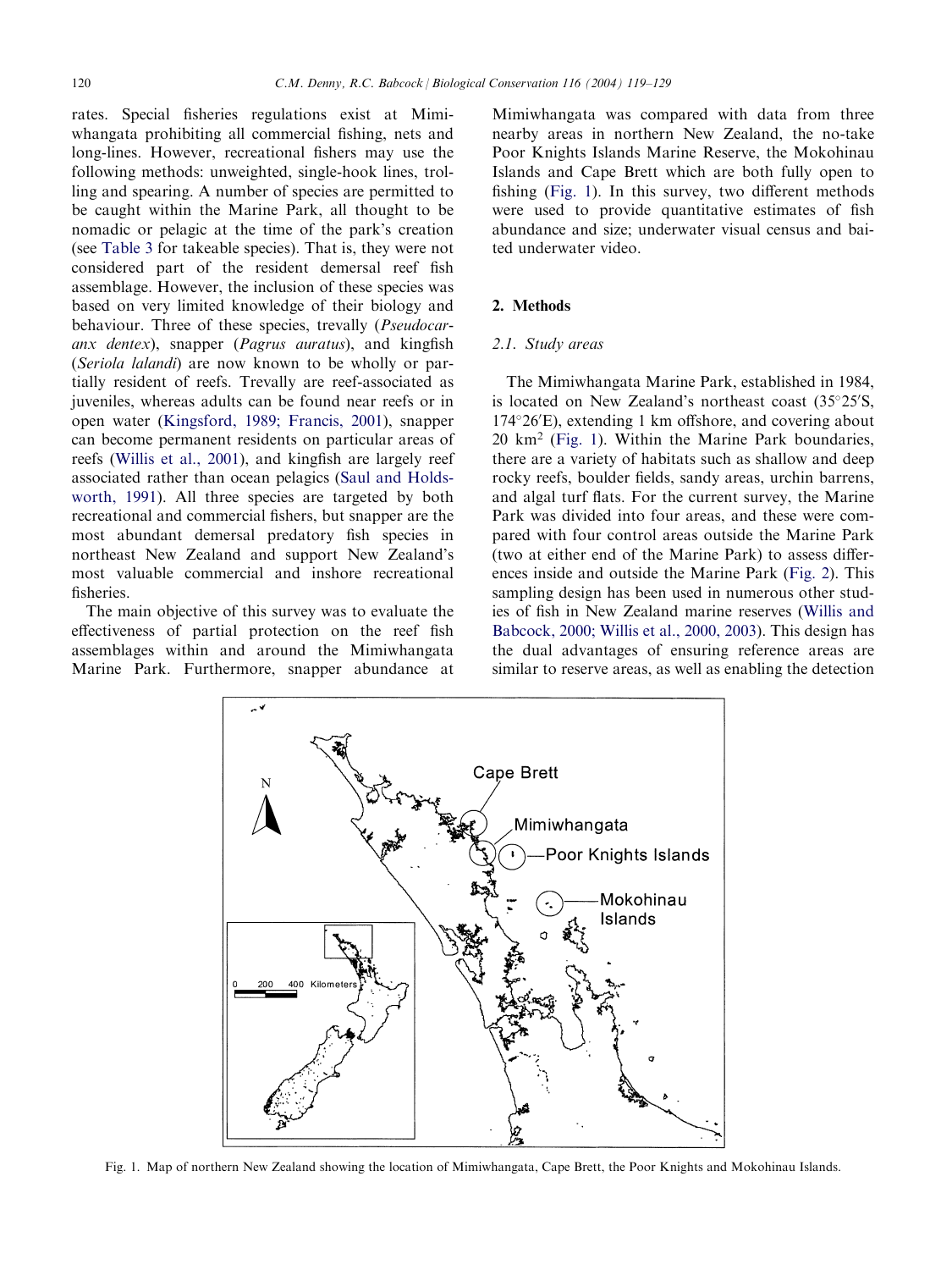rates. Special fisheries regulations exist at Mimiwhangata prohibiting all commercial fishing, nets and long-lines. However, recreational fishers may use the following methods: unweighted, single-hook lines, trolling and spearing. A number of species are permitted to be caught within the Marine Park, all thought to be nomadic or pelagic at the time of the park's creation (see Table 3 for takeable species). That is, they were not considered part of the resident demersal reef fish assemblage. However, the inclusion of these species was based on very limited knowledge of their biology and behaviour. Three of these species, trevally (*Pseudocaranx dentex*), snapper (*Pagrus auratus*), and kingfish (*Seriola lalandi*) are now known to be wholly or partially resident of reefs. Trevally are reef-associated as juveniles, whereas adults can be found near reefs or in open water (Kingsford, 1989; Francis, 2001), snapper can become permanent residents on particular areas of reefs (Willis et al., 2001), and kingfish are largely reef associated rather than ocean pelagics (Saul and Holdsworth, 1991). All three species are targeted by both recreational and commercial fishers, but snapper are the most abundant demersal predatory fish species in northeast New Zealand and support New Zealand's most valuable commercial and inshore recreational fisheries.

The main objective of this survey was to evaluate the effectiveness of partial protection on the reef fish assemblages within and around the Mimiwhangata Marine Park. Furthermore, snapper abundance at Mimiwhangata was compared with data from three nearby areas in northern New Zealand, the no-take Poor Knights Islands Marine Reserve, the Mokohinau Islands and Cape Brett which are both fully open to fishing (Fig. 1). In this survey, two different methods were used to provide quantitative estimates of fish abundance and size; underwater visual census and baited underwater video.

## 2. Methods

### 2.1. Study areas

The Mimiwhangata Marine Park, established in 1984, is located on New Zealand's northeast coast (35°25′S, 174°26′E), extending 1 km offshore, and covering about 20 km$^2$ (Fig. 1). Within the Marine Park boundaries, there are a variety of habitats such as shallow and deep rocky reefs, boulder fields, sandy areas, urchin barrens, and algal turf flats. For the current survey, the Marine Park was divided into four areas, and these were compared with four control areas outside the Marine Park (two at either end of the Marine Park) to assess differences inside and outside the Marine Park (Fig. 2). This sampling design has been used in numerous other studies of fish in New Zealand marine reserves (Willis and Babcock, 2000; Willis et al., 2000, 2003). This design has the dual advantages of ensuring reference areas are similar to reserve areas, as well as enabling the detection

Fig. 1. Map of northern New Zealand showing the location of Mimiwhangata, Cape Brett, the Poor Knights and Mokohinau Islands.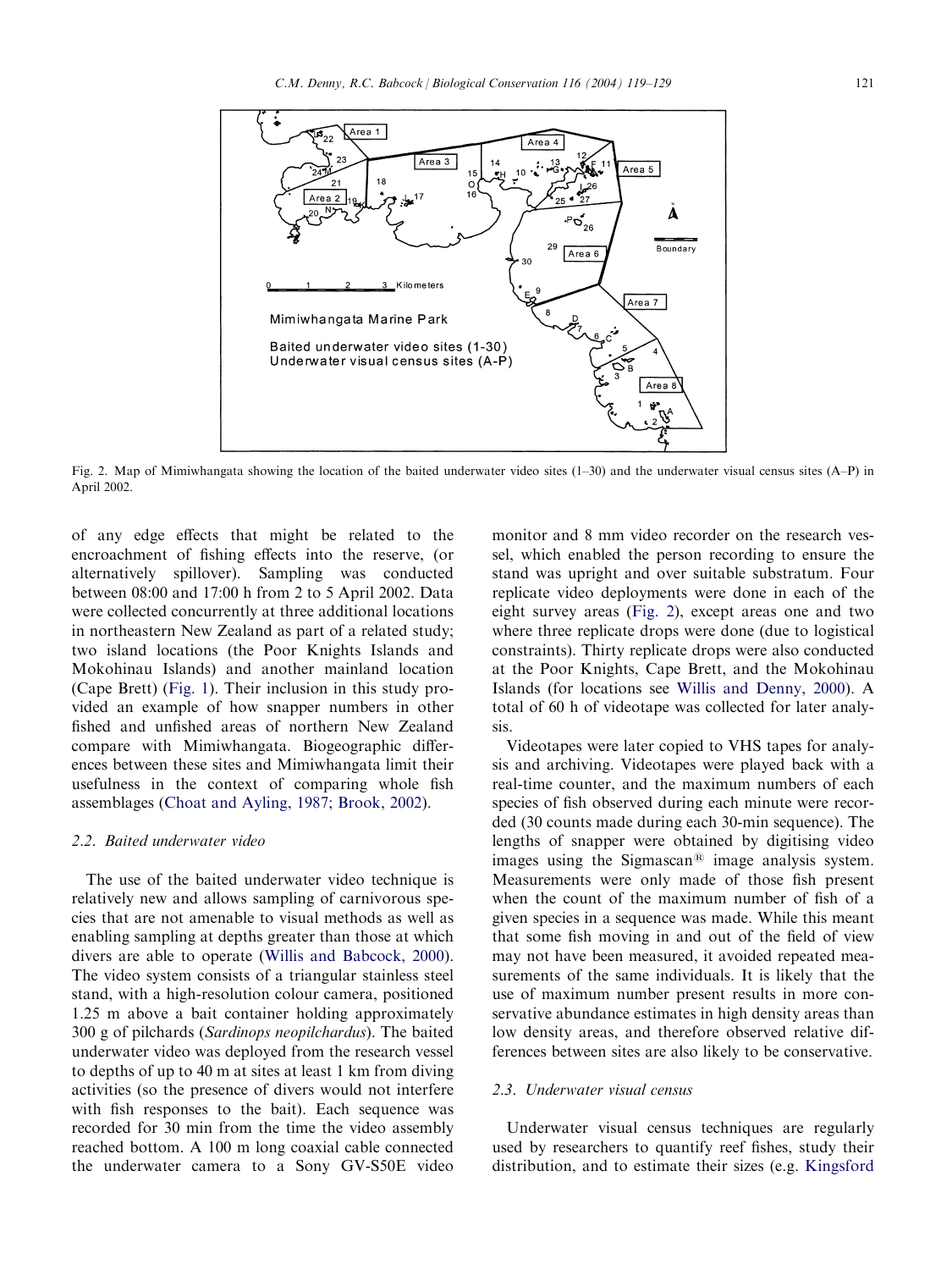Fig. 2. Map of Mimiwhangata showing the location of the baited underwater video sites (1–30) and the underwater visual census sites (A–P) in April 2002.

of any edge effects that might be related to the encroachment of fishing effects into the reserve, (or alternatively spillover). Sampling was conducted between 08:00 and 17:00 h from 2 to 5 April 2002. Data were collected concurrently at three additional locations in northeastern New Zealand as part of a related study; two island locations (the Poor Knights Islands and Mokohinau Islands) and another mainland location (Cape Brett) (Fig. 1). Their inclusion in this study provided an example of how snapper numbers in other fished and unfished areas of northern New Zealand compare with Mimiwhangata. Biogeographic differences between these sites and Mimiwhangata limit their usefulness in the context of comparing whole fish assemblages (Choat and Ayling, 1987; Brook, 2002).

### 2.2. Baited underwater video

The use of the baited underwater video technique is relatively new and allows sampling of carnivorous species that are not amenable to visual methods as well as enabling sampling at depths greater than those at which divers are able to operate (Willis and Babcock, 2000). The video system consists of a triangular stainless steel stand, with a high-resolution colour camera, positioned 1.25 m above a bait container holding approximately 300 g of pilchards (*Sardinops neopilchardus*). The baited underwater video was deployed from the research vessel to depths of up to 40 m at sites at least 1 km from diving activities (so the presence of divers would not interfere with fish responses to the bait). Each sequence was recorded for 30 min from the time the video assembly reached bottom. A 100 m long coaxial cable connected the underwater camera to a Sony GV-S50E video monitor and 8 mm video recorder on the research vessel, which enabled the person recording to ensure the stand was upright and over suitable substratum. Four replicate video deployments were done in each of the eight survey areas (Fig. 2), except areas one and two where three replicate drops were done (due to logistical constraints). Thirty replicate drops were also conducted at the Poor Knights, Cape Brett, and the Mokohinau Islands (for locations see Willis and Denny, 2000). A total of 60 h of videotape was collected for later analysis.

Videotapes were later copied to VHS tapes for analysis and archiving. Videotapes were played back with a real-time counter, and the maximum numbers of each species of fish observed during each minute were recorded (30 counts made during each 30-min sequence). The lengths of snapper were obtained by digitising video images using the Sigmascan® image analysis system. Measurements were only made of those fish present when the count of the maximum number of fish of a given species in a sequence was made. While this meant that some fish moving in and out of the field of view may not have been measured, it avoided repeated measurements of the same individuals. It is likely that the use of maximum number present results in more conservative abundance estimates in high density areas than low density areas, and therefore observed relative differences between sites are also likely to be conservative.

### 2.3. Underwater visual census

Underwater visual census techniques are regularly used by researchers to quantify reef fishes, study their distribution, and to estimate their sizes (e.g. Kingsford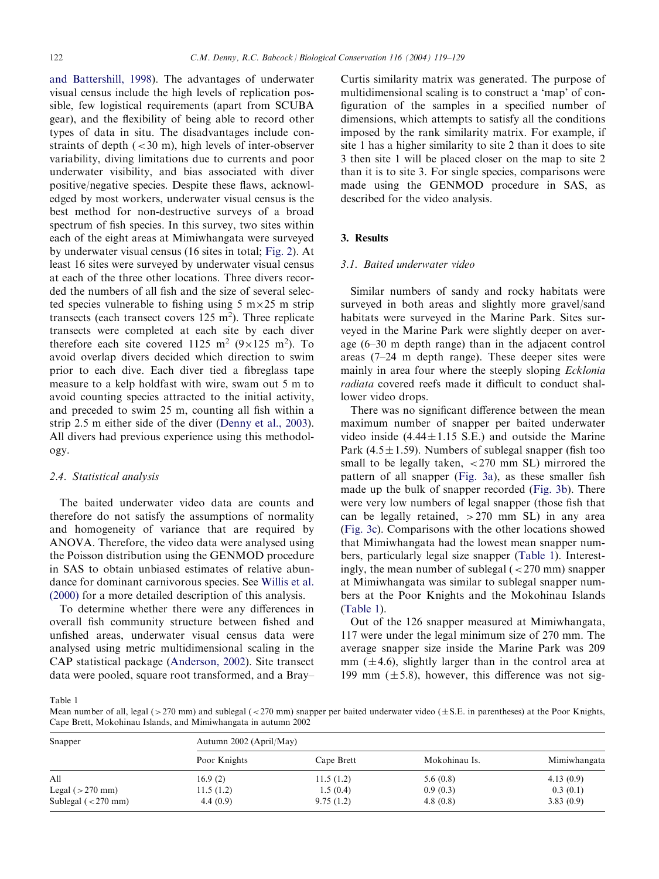and Battershill, 1998). The advantages of underwater visual census include the high levels of replication possible, few logistical requirements (apart from SCUBA gear), and the flexibility of being able to record other types of data in situ. The disadvantages include constraints of depth (<30 m), high levels of inter-observer variability, diving limitations due to currents and poor underwater visibility, and bias associated with diver positive/negative species. Despite these flaws, acknowledged by most workers, underwater visual census is the best method for non-destructive surveys of a broad spectrum of fish species. In this survey, two sites within each of the eight areas at Mimiwhangata were surveyed by underwater visual census (16 sites in total; Fig. 2). At least 16 sites were surveyed by underwater visual census at each of the three other locations. Three divers recorded the numbers of all fish and the size of several selected species vulnerable to fishing using 5 m×25 m strip transects (each transect covers 125 $m^2$). Three replicate transects were completed at each site by each diver therefore each site covered 1125 $m^2$ (9×125 $m^2$). To avoid overlap divers decided which direction to swim prior to each dive. Each diver tied a fibreglass tape measure to a kelp holdfast with wire, swam out 5 m to avoid counting species attracted to the initial activity, and preceded to swim 25 m, counting all fish within a strip 2.5 m either side of the diver (Denny et al., 2003). All divers had previous experience using this methodology.

### 2.4. Statistical analysis

The baited underwater video data are counts and therefore do not satisfy the assumptions of normality and homogeneity of variance that are required by ANOVA. Therefore, the video data were analysed using the Poisson distribution using the GENMOD procedure in SAS to obtain unbiased estimates of relative abundance for dominant carnivorous species. See Willis et al. (2000) for a more detailed description of this analysis.

To determine whether there were any differences in overall fish community structure between fished and unfished areas, underwater visual census data were analysed using metric multidimensional scaling in the CAP statistical package (Anderson, 2002). Site transect data were pooled, square root transformed, and a Bray–Curtis similarity matrix was generated. The purpose of multidimensional scaling is to construct a 'map' of configuration of the samples in a specified number of dimensions, which attempts to satisfy all the conditions imposed by the rank similarity matrix. For example, if site 1 has a higher similarity to site 2 than it does to site 3 then site 1 will be placed closer on the map to site 2 than it is to site 3. For single species, comparisons were made using the GENMOD procedure in SAS, as described for the video analysis.

## 3. Results

### 3.1. Baited underwater video

Similar numbers of sandy and rocky habitats were surveyed in both areas and slightly more gravel/sand habitats were surveyed in the Marine Park. Sites surveyed in the Marine Park were slightly deeper on average (6–30 m depth range) than in the adjacent control areas (7–24 m depth range). These deeper sites were mainly in area four where the steeply sloping *Ecklonia radiata* covered reefs made it difficult to conduct shallower video drops.

There was no significant difference between the mean maximum number of snapper per baited underwater video inside (4.44±1.15 S.E.) and outside the Marine Park (4.5±1.59). Numbers of sublegal snapper (fish too small to be legally taken, <270 mm SL) mirrored the pattern of all snapper (Fig. 3a), as these smaller fish made up the bulk of snapper recorded (Fig. 3b). There were very low numbers of legal snapper (those fish that can be legally retained, >270 mm SL) in any area (Fig. 3c). Comparisons with the other locations showed that Mimiwhangata had the lowest mean snapper numbers, particularly legal size snapper (Table 1). Interestingly, the mean number of sublegal (<270 mm) snapper at Mimiwhangata was similar to sublegal snapper numbers at the Poor Knights and the Mokohinau Islands (Table 1).

Out of the 126 snapper measured at Mimiwhangata, 117 were under the legal minimum size of 270 mm. The average snapper size inside the Marine Park was 209 mm (±4.6), slightly larger than in the control area at 199 mm (±5.8), however, this difference was not sig-

Table 1
Mean number of all, legal (>270 mm) and sublegal (<270 mm) snapper per baited underwater video (±S.E. in parentheses) at the Poor Knights, Cape Brett, Mokohinau Islands, and Mimiwhangata in autumn 2002

| Snapper | Autumn 2002 (April/May) | | | |
|---|---|---|---|---|
| | Poor Knights | Cape Brett | Mokohinau Is. | Mimiwhangata |
| All | 16.9 (2) | 11.5 (1.2) | 5.6 (0.8) | 4.13 (0.9) |
| Legal (>270 mm) | 11.5 (1.2) | 1.5 (0.4) | 0.9 (0.3) | 0.3 (0.1) |
| Sublegal (<270 mm) | 4.4 (0.9) | 9.75 (1.2) | 4.8 (0.8) | 3.83 (0.9) |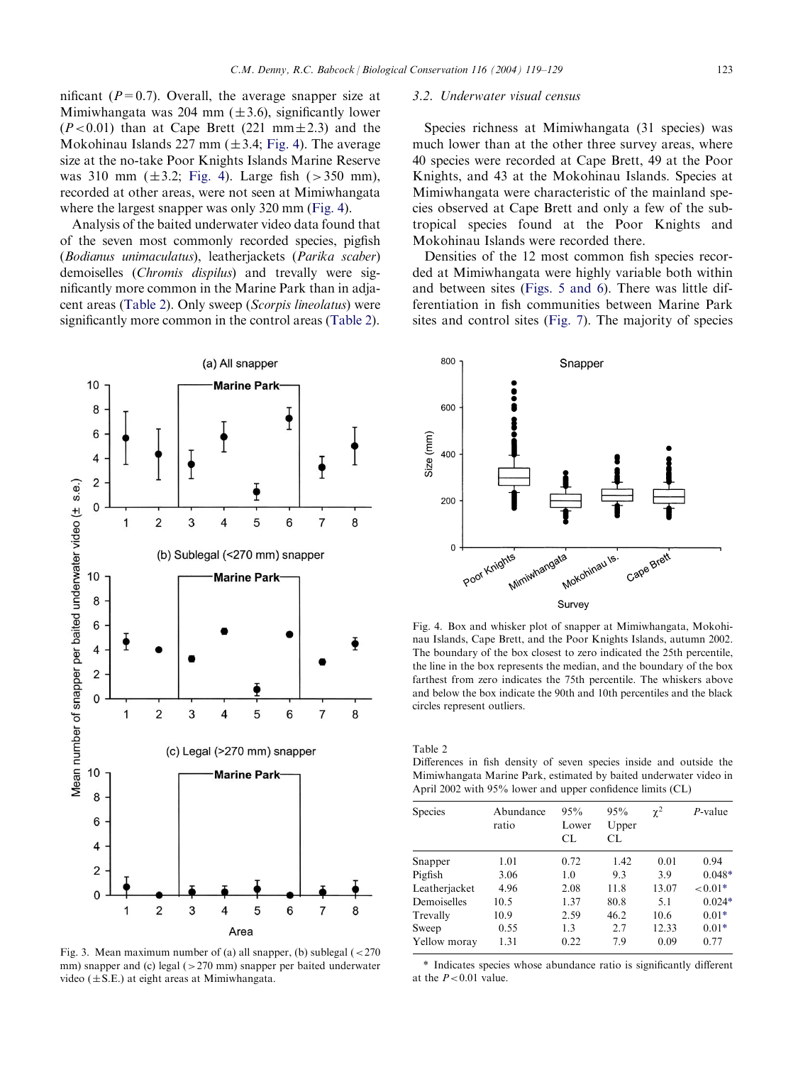nificant ($P = 0.7$). Overall, the average snapper size at Mimiwhangata was 204 mm (±3.6), significantly lower ($P < 0.01$) than at Cape Brett (221 mm±2.3) and the Mokohinau Islands 227 mm (±3.4; Fig. 4). The average size at the no-take Poor Knights Islands Marine Reserve was 310 mm (±3.2; Fig. 4). Large fish (>350 mm), recorded at other areas, were not seen at Mimiwhangata where the largest snapper was only 320 mm (Fig. 4).

Analysis of the baited underwater video data found that of the seven most commonly recorded species, pigfish (*Bodianus unimaculatus*), leatherjackets (*Parika scaber*) demoiselles (*Chromis dispilus*) and trevally were significantly more common in the Marine Park than in adjacent areas (Table 2). Only sweep (*Scorpis lineolatus*) were significantly more common in the control areas (Table 2).

Fig. 3. Mean maximum number of (a) all snapper, (b) sublegal (<270 mm) snapper and (c) legal (>270 mm) snapper per baited underwater video (±S.E.) at eight areas at Mimiwhangata.

### 3.2. Underwater visual census

Species richness at Mimiwhangata (31 species) was much lower than at the other three survey areas, where 40 species were recorded at Cape Brett, 49 at the Poor Knights, and 43 at the Mokohinau Islands. Species at Mimiwhangata were characteristic of the mainland species observed at Cape Brett and only a few of the subtropical species found at the Poor Knights and Mokohinau Islands were recorded there.

Densities of the 12 most common fish species recorded at Mimiwhangata were highly variable both within and between sites (Figs. 5 and 6). There was little differentiation in fish communities between Marine Park sites and control sites (Fig. 7). The majority of species

Fig. 4. Box and whisker plot of snapper at Mimiwhangata, Mokohinau Islands, Cape Brett, and the Poor Knights Islands, autumn 2002. The boundary of the box closest to zero indicated the 25th percentile, the line in the box represents the median, and the boundary of the box farthest from zero indicates the 75th percentile. The whiskers above and below the box indicate the 90th and 10th percentiles and the black circles represent outliers.

Table 2
Differences in fish density of seven species inside and outside the Mimiwhangata Marine Park, estimated by baited underwater video in April 2002 with 95% lower and upper confidence limits (CL)

| Species | Abundance ratio | 95% Lower CL | 95% Upper CL | $\chi^2$ | P-value |
|---|---|---|---|---|---|
| Snapper | 1.01 | 0.72 | 1.42 | 0.01 | 0.94 |
| Pigfish | 3.06 | 1.0 | 9.3 | 3.9 | 0.048* |
| Leatherjacket | 4.96 | 2.08 | 11.8 | 13.07 | <0.01* |
| Demoiselles | 10.5 | 1.37 | 80.8 | 5.1 | 0.024* |
| Trevally | 10.9 | 2.59 | 46.2 | 10.6 | 0.01* |
| Sweep | 0.55 | 1.3 | 2.7 | 12.33 | 0.01* |
| Yellow moray | 1.31 | 0.22 | 7.9 | 0.09 | 0.77 |

\* Indicates species whose abundance ratio is significantly different at the $P < 0.01$ value.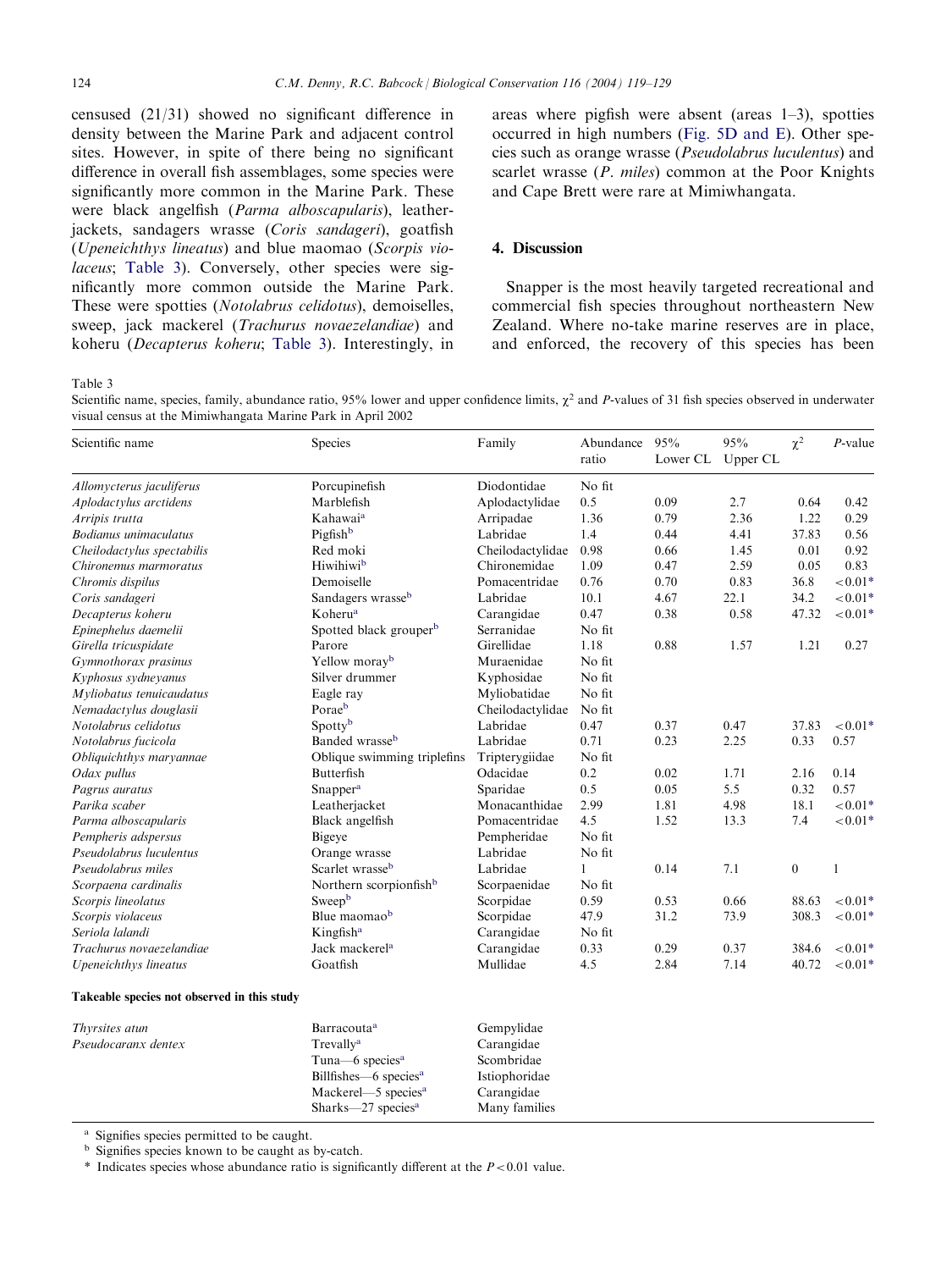censused (21/31) showed no significant difference in density between the Marine Park and adjacent control sites. However, in spite of there being no significant difference in overall fish assemblages, some species were significantly more common in the Marine Park. These were black angelfish (*Parma alboscapularis*), leatherjackets, sandagers wrasse (*Coris sandageri*), goatfish (*Upeneichthys lineatus*) and blue maomao (*Scorpis violaceus*; Table 3). Conversely, other species were significantly more common outside the Marine Park. These were spotties (*Notolabrus celidotus*), demoiselles, sweep, jack mackerel (*Trachurus novaezelandiae*) and koheru (*Decapterus koheru*; Table 3). Interestingly, in areas where pigfish were absent (areas 1–3), spotties occurred in high numbers (Fig. 5D and E). Other species such as orange wrasse (*Pseudolabrus luculentus*) and scarlet wrasse (*P. miles*) common at the Poor Knights and Cape Brett were rare at Mimiwhangata.

## 4. Discussion

Snapper is the most heavily targeted recreational and commercial fish species throughout northeastern New Zealand. Where no-take marine reserves are in place, and enforced, the recovery of this species has been

Table 3
Scientific name, species, family, abundance ratio, 95% lower and upper confidence limits, $\chi^2$ and *P*-values of 31 fish species observed in underwater visual census at the Mimiwhangata Marine Park in April 2002

| Scientific name | Species | Family | Abundance ratio | 95% Lower CL | 95% Upper CL | $\chi^2$ | *P*-value |
|---|---|---|---|---|---|---|---|
| *Allomycterus jaculiferus* | Porcupinefish | Diodontidae | No fit | | | | |
| *Aplodactylus arctidens* | Marblefish | Aplodactylidae | 0.5 | 0.09 | 2.7 | 0.64 | 0.42 |
| *Arripis trutta* | Kahawai[a] | Arripadae | 1.36 | 0.79 | 2.36 | 1.22 | 0.29 |
| *Bodianus unimaculatus* | Pigfish[b] | Labridae | 1.4 | 0.44 | 4.41 | 37.83 | 0.56 |
| *Cheilodactylus spectabilis* | Red moki | Cheilodactylidae | 0.98 | 0.66 | 1.45 | 0.01 | 0.92 |
| *Chironemus marmoratus* | Hiwihiwi[b] | Chironemidae | 1.09 | 0.47 | 2.59 | 0.05 | 0.83 |
| *Chromis dispilus* | Demoiselle | Pomacentridae | 0.76 | 0.70 | 0.83 | 36.8 | <0.01* |
| *Coris sandageri* | Sandagers wrasse[b] | Labridae | 10.1 | 4.67 | 22.1 | 34.2 | <0.01* |
| *Decapterus koheru* | Koheru[a] | Carangidae | 0.47 | 0.38 | 0.58 | 47.32 | <0.01* |
| *Epinephelus daemelii* | Spotted black grouper[b] | Serranidae | No fit | | | | |
| *Girella tricuspidate* | Parore | Girellidae | 1.18 | 0.88 | 1.57 | 1.21 | 0.27 |
| *Gymnothorax prasinus* | Yellow moray[b] | Muraenidae | No fit | | | | |
| *Kyphosus sydneyanus* | Silver drummer | Kyphosidae | No fit | | | | |
| *Myliobatus tenuicaudatus* | Eagle ray | Myliobatidae | No fit | | | | |
| *Nemadactylus douglasii* | Porae[b] | Cheilodactylidae | No fit | | | | |
| *Notolabrus celidotus* | Spotty[b] | Labridae | 0.47 | 0.37 | 0.47 | 37.83 | <0.01* |
| *Notolabrus fucicola* | Banded wrasse[b] | Labridae | 0.71 | 0.23 | 2.25 | 0.33 | 0.57 |
| *Obliquichthys maryannae* | Oblique swimming triplefins | Tripterygiidae | No fit | | | | |
| *Odax pullus* | Butterfish | Odacidae | 0.2 | 0.02 | 1.71 | 2.16 | 0.14 |
| *Pagrus auratus* | Snapper[a] | Sparidae | 0.5 | 0.05 | 5.5 | 0.32 | 0.57 |
| *Parika scaber* | Leatherjacket | Monacanthidae | 2.99 | 1.81 | 4.98 | 18.1 | <0.01* |
| *Parma alboscapularis* | Black angelfish | Pomacentridae | 4.5 | 1.52 | 13.3 | 7.4 | <0.01* |
| *Pempheris adspersus* | Bigeye | Pempheridae | No fit | | | | |
| *Pseudolabrus luculentus* | Orange wrasse | Labridae | No fit | | | | |
| *Pseudolabrus miles* | Scarlet wrasse[b] | Labridae | 1 | 0.14 | 7.1 | 0 | 1 |
| *Scorpaena cardinalis* | Northern scorpionfish[b] | Scorpaenidae | No fit | | | | |
| *Scorpis lineolatus* | Sweep[b] | Scorpidae | 0.59 | 0.53 | 0.66 | 88.63 | <0.01* |
| *Scorpis violaceus* | Blue maomao[b] | Scorpidae | 47.9 | 31.2 | 73.9 | 308.3 | <0.01* |
| *Seriola lalandi* | Kingfish[a] | Carangidae | No fit | | | | |
| *Trachurus novaezelandiae* | Jack mackerel[a] | Carangidae | 0.33 | 0.29 | 0.37 | 384.6 | <0.01* |
| *Upeneichthys lineatus* | Goatfish | Mullidae | 4.5 | 2.84 | 7.14 | 40.72 | <0.01* |
| **Takeable species not observed in this study** | | | | | | | |
| *Thyrsites atun* | Barracouta[a] | Gempylidae | | | | | |
| *Pseudocaranx dentex* | Trevally[a] | Carangidae | | | | | |
| | Tuna—6 species[a] | Scombridae | | | | | |
| | Billfishes—6 species[a] | Istiophoridae | | | | | |
| | Mackerel—5 species[a] | Carangidae | | | | | |
| | Sharks—27 species[a] | Many families | | | | | |

[a] Signifies species permitted to be caught.
[b] Signifies species known to be caught as by-catch.
* Indicates species whose abundance ratio is significantly different at the $P<0.01$ value.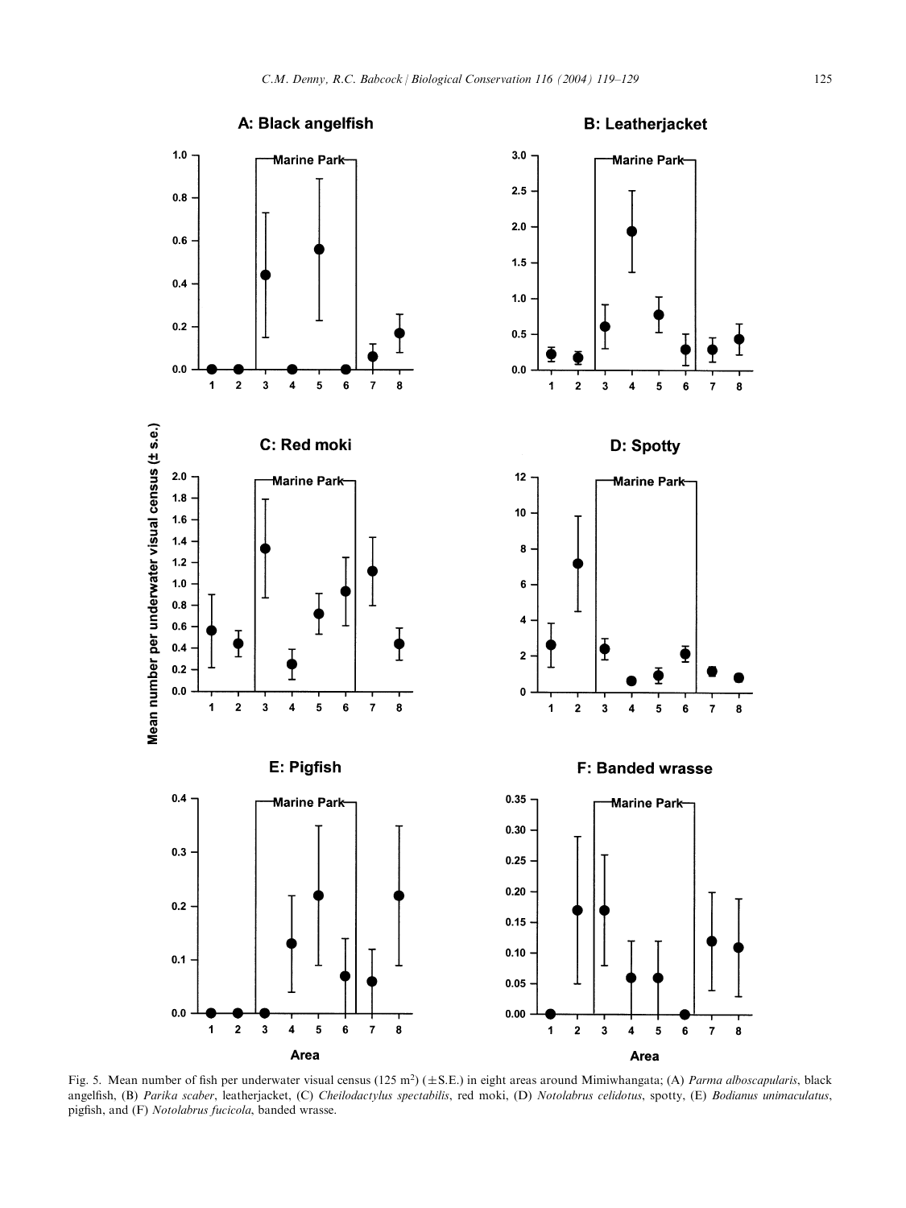Fig. 5. Mean number of fish per underwater visual census (125 m$^2$) (±S.E.) in eight areas around Mimiwhangata; (A) *Parma alboscapularis*, black angelfish, (B) *Parika scaber*, leatherjacket, (C) *Cheilodactylus spectabilis*, red moki, (D) *Notolabrus celidotus*, spotty, (E) *Bodianus unimaculatus*, pigfish, and (F) *Notolabrus fucicola*, banded wrasse.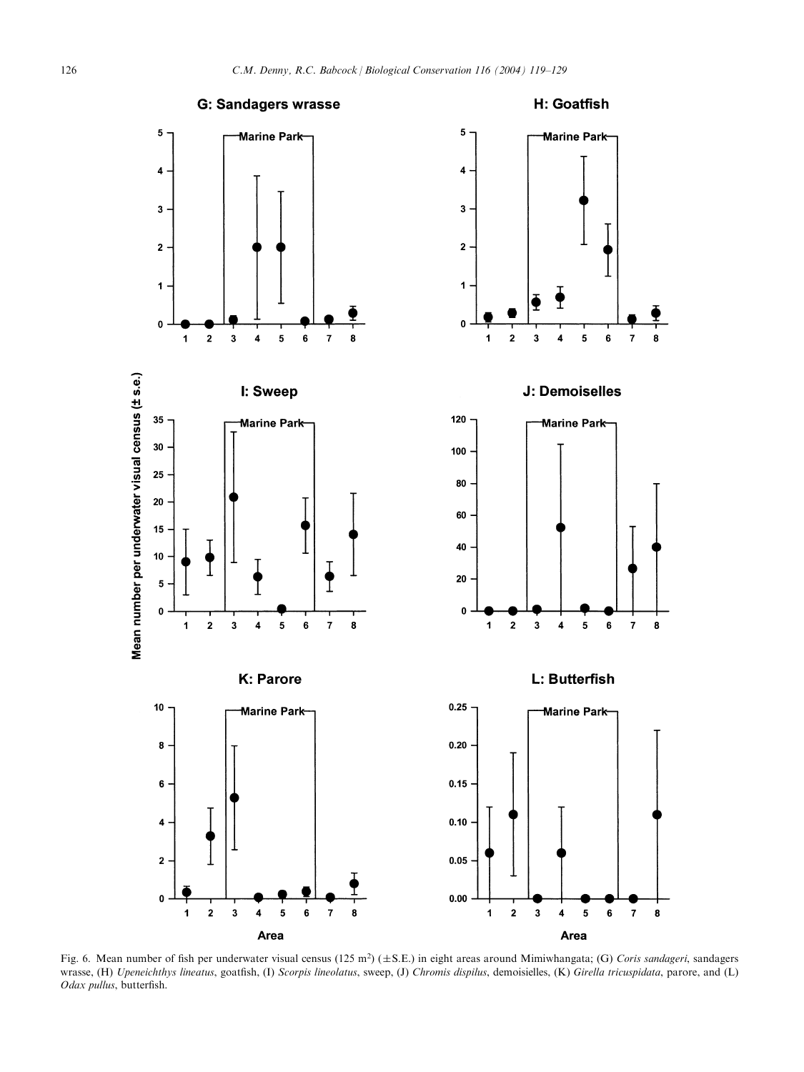Fig. 6. Mean number of fish per underwater visual census (125 m$^2$) (±S.E.) in eight areas around Mimiwhangata; (G) *Coris sandageri*, sandagers wrasse, (H) *Upeneichthys lineatus*, goatfish, (I) *Scorpis lineolatus*, sweep, (J) *Chromis dispilus*, demoisielles, (K) *Girella tricuspidata*, parore, and (L) *Odax pullus*, butterfish.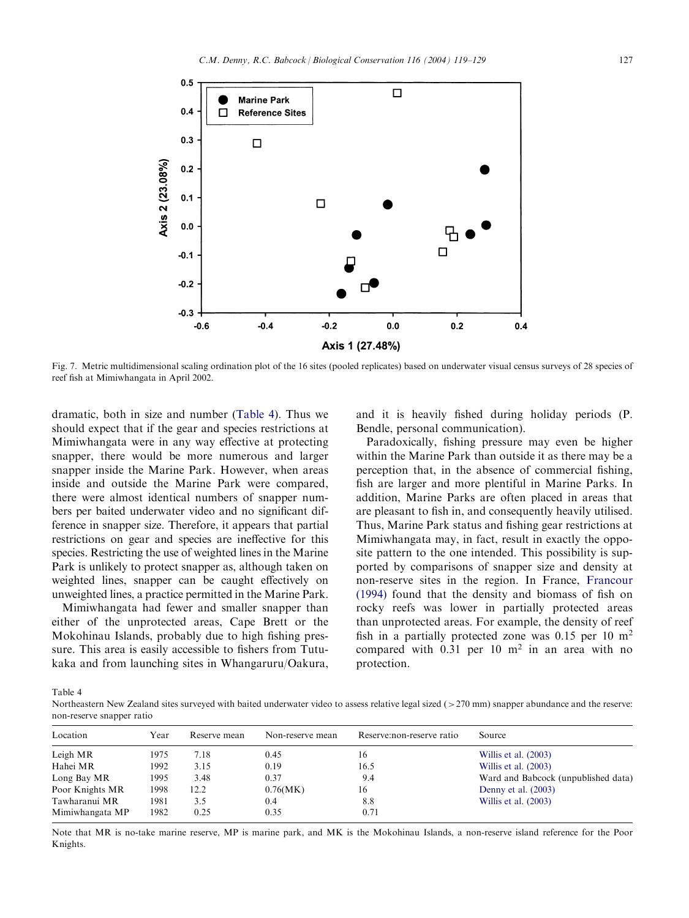Fig. 7. Metric multidimensional scaling ordination plot of the 16 sites (pooled replicates) based on underwater visual census surveys of 28 species of reef fish at Mimiwhangata in April 2002.

dramatic, both in size and number (Table 4). Thus we should expect that if the gear and species restrictions at Mimiwhangata were in any way effective at protecting snapper, there would be more numerous and larger snapper inside the Marine Park. However, when areas inside and outside the Marine Park were compared, there were almost identical numbers of snapper numbers per baited underwater video and no significant difference in snapper size. Therefore, it appears that partial restrictions on gear and species are ineffective for this species. Restricting the use of weighted lines in the Marine Park is unlikely to protect snapper as, although taken on weighted lines, snapper can be caught effectively on unweighted lines, a practice permitted in the Marine Park.

Mimiwhangata had fewer and smaller snapper than either of the unprotected areas, Cape Brett or the Mokohinau Islands, probably due to high fishing pressure. This area is easily accessible to fishers from Tutukaka and from launching sites in Whangaruru/Oakura, and it is heavily fished during holiday periods (P. Bendle, personal communication).

Paradoxically, fishing pressure may even be higher within the Marine Park than outside it as there may be a perception that, in the absence of commercial fishing, fish are larger and more plentiful in Marine Parks. In addition, Marine Parks are often placed in areas that are pleasant to fish in, and consequently heavily utilised. Thus, Marine Park status and fishing gear restrictions at Mimiwhangata may, in fact, result in exactly the opposite pattern to the one intended. This possibility is supported by comparisons of snapper size and density at non-reserve sites in the region. In France, Francour (1994) found that the density and biomass of fish on rocky reefs was lower in partially protected areas than unprotected areas. For example, the density of reef fish in a partially protected zone was 0.15 per 10 $m^2$ compared with 0.31 per 10 $m^2$ in an area with no protection.

Table 4
Northeastern New Zealand sites surveyed with baited underwater video to assess relative legal sized (>270 mm) snapper abundance and the reserve: non-reserve snapper ratio

| Location | Year | Reserve mean | Non-reserve mean | Reserve:non-reserve ratio | Source |
|---|---|---|---|---|---|
| Leigh MR | 1975 | 7.18 | 0.45 | 16 | Willis et al. (2003) |
| Hahei MR | 1992 | 3.15 | 0.19 | 16.5 | Willis et al. (2003) |
| Long Bay MR | 1995 | 3.48 | 0.37 | 9.4 | Ward and Babcock (unpublished data) |
| Poor Knights MR | 1998 | 12.2 | 0.76(MK) | 16 | Denny et al. (2003) |
| Tawharanui MR | 1981 | 3.5 | 0.4 | 8.8 | Willis et al. (2003) |
| Mimiwhangata MP | 1982 | 0.25 | 0.35 | 0.71 | |

Note that MR is no-take marine reserve, MP is marine park, and MK is the Mokohinau Islands, a non-reserve island reference for the Poor Knights.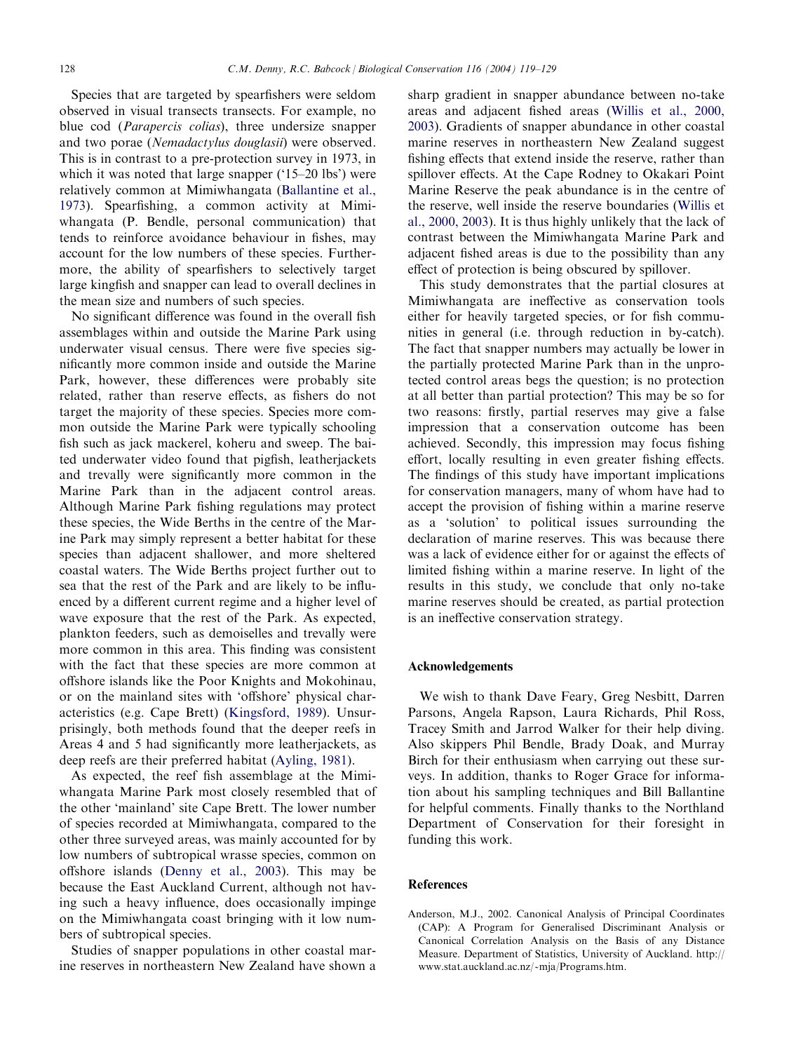Species that are targeted by spearfishers were seldom observed in visual transects transects. For example, no blue cod (*Parapercis colias*), three undersize snapper and two porae (*Nemadactylus douglasii*) were observed. This is in contrast to a pre-protection survey in 1973, in which it was noted that large snapper ('15–20 lbs') were relatively common at Mimiwhangata (Ballantine et al., 1973). Spearfishing, a common activity at Mimiwhangata (P. Bendle, personal communication) that tends to reinforce avoidance behaviour in fishes, may account for the low numbers of these species. Furthermore, the ability of spearfishers to selectively target large kingfish and snapper can lead to overall declines in the mean size and numbers of such species.

No significant difference was found in the overall fish assemblages within and outside the Marine Park using underwater visual census. There were five species significantly more common inside and outside the Marine Park, however, these differences were probably site related, rather than reserve effects, as fishers do not target the majority of these species. Species more common outside the Marine Park were typically schooling fish such as jack mackerel, koheru and sweep. The baited underwater video found that pigfish, leatherjackets and trevally were significantly more common in the Marine Park than in the adjacent control areas. Although Marine Park fishing regulations may protect these species, the Wide Berths in the centre of the Marine Park may simply represent a better habitat for these species than adjacent shallower, and more sheltered coastal waters. The Wide Berths project further out to sea that the rest of the Park and are likely to be influenced by a different current regime and a higher level of wave exposure that the rest of the Park. As expected, plankton feeders, such as demoiselles and trevally were more common in this area. This finding was consistent with the fact that these species are more common at offshore islands like the Poor Knights and Mokohinau, or on the mainland sites with 'offshore' physical characteristics (e.g. Cape Brett) (Kingsford, 1989). Unsurprisingly, both methods found that the deeper reefs in Areas 4 and 5 had significantly more leatherjackets, as deep reefs are their preferred habitat (Ayling, 1981).

As expected, the reef fish assemblage at the Mimiwhangata Marine Park most closely resembled that of the other 'mainland' site Cape Brett. The lower number of species recorded at Mimiwhangata, compared to the other three surveyed areas, was mainly accounted for by low numbers of subtropical wrasse species, common on offshore islands (Denny et al., 2003). This may be because the East Auckland Current, although not having such a heavy influence, does occasionally impinge on the Mimiwhangata coast bringing with it low numbers of subtropical species.

Studies of snapper populations in other coastal marine reserves in northeastern New Zealand have shown a sharp gradient in snapper abundance between no-take areas and adjacent fished areas (Willis et al., 2000, 2003). Gradients of snapper abundance in other coastal marine reserves in northeastern New Zealand suggest fishing effects that extend inside the reserve, rather than spillover effects. At the Cape Rodney to Okakari Point Marine Reserve the peak abundance is in the centre of the reserve, well inside the reserve boundaries (Willis et al., 2000, 2003). It is thus highly unlikely that the lack of contrast between the Mimiwhangata Marine Park and adjacent fished areas is due to the possibility than any effect of protection is being obscured by spillover.

This study demonstrates that the partial closures at Mimiwhangata are ineffective as conservation tools either for heavily targeted species, or for fish communities in general (i.e. through reduction in by-catch). The fact that snapper numbers may actually be lower in the partially protected Marine Park than in the unprotected control areas begs the question; is no protection at all better than partial protection? This may be so for two reasons: firstly, partial reserves may give a false impression that a conservation outcome has been achieved. Secondly, this impression may focus fishing effort, locally resulting in even greater fishing effects. The findings of this study have important implications for conservation managers, many of whom have had to accept the provision of fishing within a marine reserve as a 'solution' to political issues surrounding the declaration of marine reserves. This was because there was a lack of evidence either for or against the effects of limited fishing within a marine reserve. In light of the results in this study, we conclude that only no-take marine reserves should be created, as partial protection is an ineffective conservation strategy.

## Acknowledgements

We wish to thank Dave Feary, Greg Nesbitt, Darren Parsons, Angela Rapson, Laura Richards, Phil Ross, Tracey Smith and Jarrod Walker for their help diving. Also skippers Phil Bendle, Brady Doak, and Murray Birch for their enthusiasm when carrying out these surveys. In addition, thanks to Roger Grace for information about his sampling techniques and Bill Ballantine for helpful comments. Finally thanks to the Northland Department of Conservation for their foresight in funding this work.

## References

Anderson, M.J., 2002. Canonical Analysis of Principal Coordinates (CAP): A Program for Generalised Discriminant Analysis or Canonical Correlation Analysis on the Basis of any Distance Measure. Department of Statistics, University of Auckland. http://www.stat.auckland.ac.nz/~mja/Programs.htm.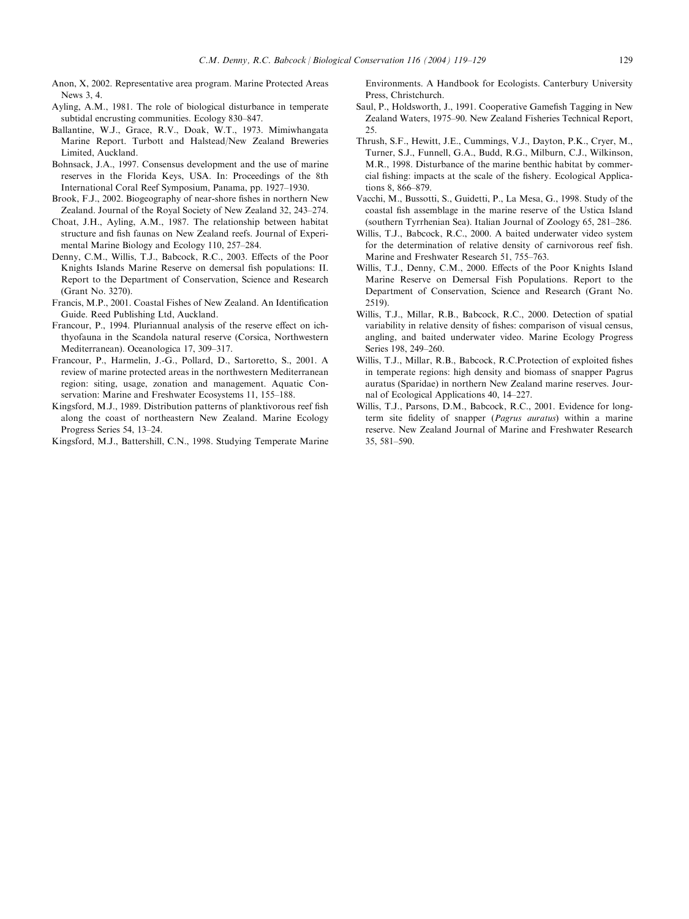Anon, X, 2002. Representative area program. Marine Protected Areas News 3, 4.

Ayling, A.M., 1981. The role of biological disturbance in temperate subtidal encrusting communities. Ecology 830–847.

Ballantine, W.J., Grace, R.V., Doak, W.T., 1973. Mimiwhangata Marine Report. Turbott and Halstead/New Zealand Breweries Limited, Auckland.

Bohnsack, J.A., 1997. Consensus development and the use of marine reserves in the Florida Keys, USA. In: Proceedings of the 8th International Coral Reef Symposium, Panama, pp. 1927–1930.

Brook, F.J., 2002. Biogeography of near-shore fishes in northern New Zealand. Journal of the Royal Society of New Zealand 32, 243–274.

Choat, J.H., Ayling, A.M., 1987. The relationship between habitat structure and fish faunas on New Zealand reefs. Journal of Experimental Marine Biology and Ecology 110, 257–284.

Denny, C.M., Willis, T.J., Babcock, R.C., 2003. Effects of the Poor Knights Islands Marine Reserve on demersal fish populations: II. Report to the Department of Conservation, Science and Research (Grant No. 3270).

Francis, M.P., 2001. Coastal Fishes of New Zealand. An Identification Guide. Reed Publishing Ltd, Auckland.

Francour, P., 1994. Pluriannual analysis of the reserve effect on ichthyofauna in the Scandola natural reserve (Corsica, Northwestern Mediterranean). Oceanologica 17, 309–317.

Francour, P., Harmelin, J.-G., Pollard, D., Sartoretto, S., 2001. A review of marine protected areas in the northwestern Mediterranean region: siting, usage, zonation and management. Aquatic Conservation: Marine and Freshwater Ecosystems 11, 155–188.

Kingsford, M.J., 1989. Distribution patterns of planktivorous reef fish along the coast of northeastern New Zealand. Marine Ecology Progress Series 54, 13–24.

Kingsford, M.J., Battershill, C.N., 1998. Studying Temperate Marine Environments. A Handbook for Ecologists. Canterbury University Press, Christchurch.

Saul, P., Holdsworth, J., 1991. Cooperative Gamefish Tagging in New Zealand Waters, 1975–90. New Zealand Fisheries Technical Report, 25.

Thrush, S.F., Hewitt, J.E., Cummings, V.J., Dayton, P.K., Cryer, M., Turner, S.J., Funnell, G.A., Budd, R.G., Milburn, C.J., Wilkinson, M.R., 1998. Disturbance of the marine benthic habitat by commercial fishing: impacts at the scale of the fishery. Ecological Applications 8, 866–879.

Vacchi, M., Bussotti, S., Guidetti, P., La Mesa, G., 1998. Study of the coastal fish assemblage in the marine reserve of the Ustica Island (southern Tyrrhenian Sea). Italian Journal of Zoology 65, 281–286.

Willis, T.J., Babcock, R.C., 2000. A baited underwater video system for the determination of relative density of carnivorous reef fish. Marine and Freshwater Research 51, 755–763.

Willis, T.J., Denny, C.M., 2000. Effects of the Poor Knights Island Marine Reserve on Demersal Fish Populations. Report to the Department of Conservation, Science and Research (Grant No. 2519).

Willis, T.J., Millar, R.B., Babcock, R.C., 2000. Detection of spatial variability in relative density of fishes: comparison of visual census, angling, and baited underwater video. Marine Ecology Progress Series 198, 249–260.

Willis, T.J., Millar, R.B., Babcock, R.C.Protection of exploited fishes in temperate regions: high density and biomass of snapper Pagrus auratus (Sparidae) in northern New Zealand marine reserves. Journal of Ecological Applications 40, 14–227.

Willis, T.J., Parsons, D.M., Babcock, R.C., 2001. Evidence for long-term site fidelity of snapper (*Pagrus auratus*) within a marine reserve. New Zealand Journal of Marine and Freshwater Research 35, 581–590.